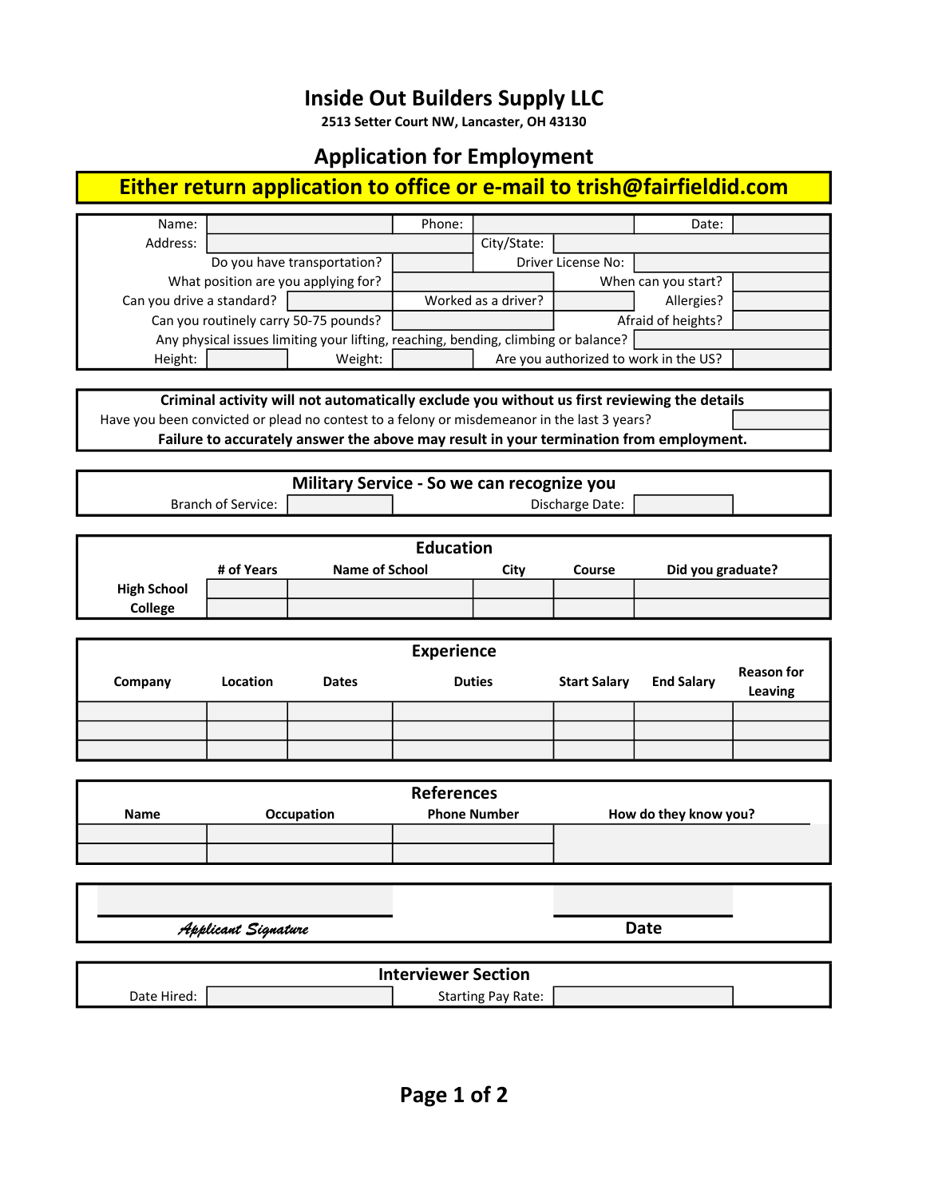# Inside Out Builders Supply LLC

**2513 Setter Court NW, Lancaster, OH 43130**

## Application for Employment

**Either return application to office or e-mail to trish@fairfieldid.com**

| | | | | | |
|---|---|---|---|---|---|
| Name: | | Phone: | | Date: | |
| Address: | | City/State: | | | |
| Do you have transportation? | | Driver License No: | | | |
| What position are you applying for? | | When can you start? | | | |
| Can you drive a standard? | | Worked as a driver? | | Allergies? | |
| Can you routinely carry 50-75 pounds? | | Afraid of heights? | | | |
| Any physical issues limiting your lifting, reaching, bending, climbing or balance? | | | | | |
| Height: | | Weight: | | Are you authorized to work in the US? | |

**Criminal activity will not automatically exclude you without us first reviewing the details**

Have you been convicted or plead no contest to a felony or misdemeanor in the last 3 years?

**Failure to accurately answer the above may result in your termination from employment.**

### Military Service - So we can recognize you

| | | | |
|---|---|---|---|
| Branch of Service: | | Discharge Date: | |

### Education

| | # of Years | Name of School | City | Course | Did you graduate? |
|---|---|---|---|---|---|
| **High School** | | | | | |
| **College** | | | | | |

### Experience

| Company | Location | Dates | Duties | Start Salary | End Salary | Reason for Leaving |
|---|---|---|---|---|---|---|
| | | | | | | |
| | | | | | | |
| | | | | | | |

### References

| Name | Occupation | Phone Number | How do they know you? |
|---|---|---|---|
| | | | |
| | | | |

| | |
|---|---|
| *Applicant Signature* | **Date** |

### Interviewer Section

| | | | |
|---|---|---|---|
| Date Hired: | | Starting Pay Rate: | |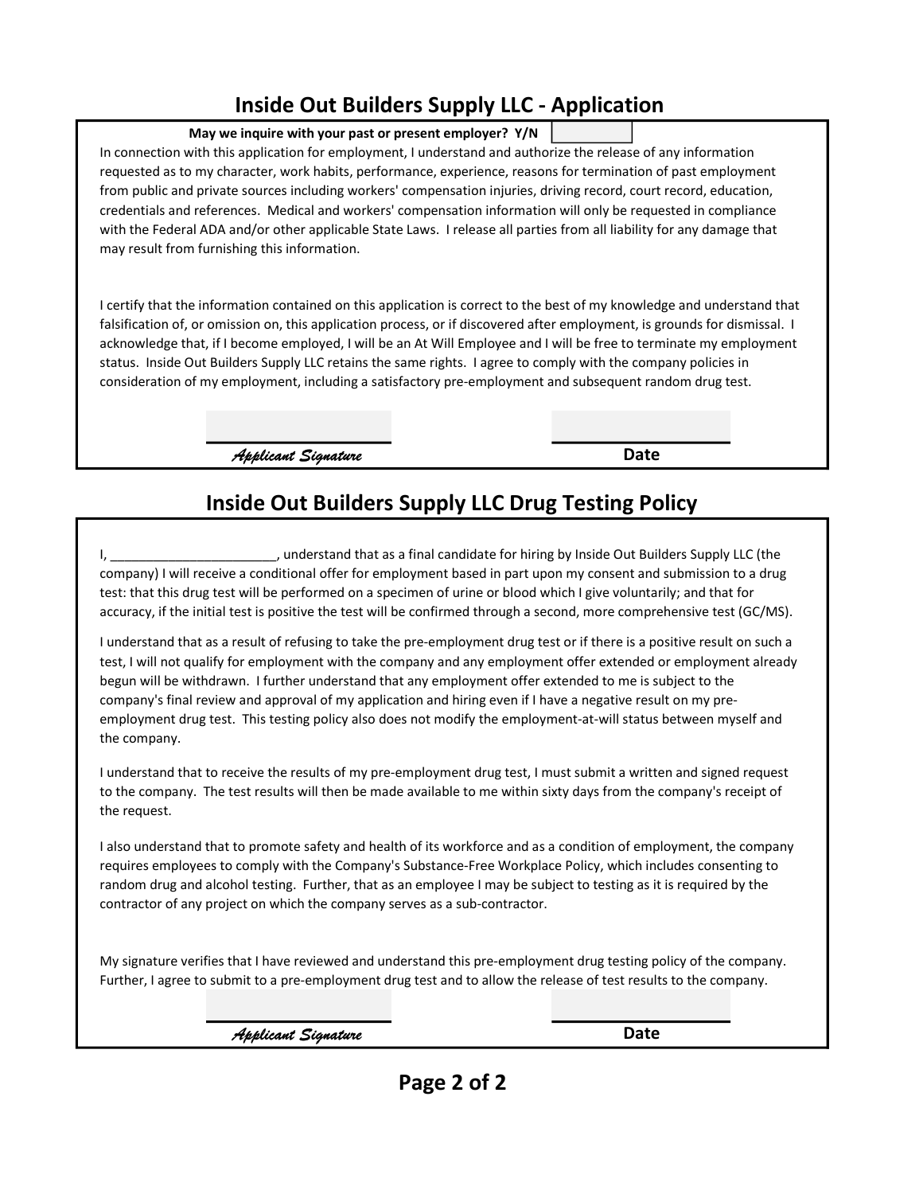## Inside Out Builders Supply LLC - Application

**May we inquire with your past or present employer? Y/N** ________

In connection with this application for employment, I understand and authorize the release of any information requested as to my character, work habits, performance, experience, reasons for termination of past employment from public and private sources including workers' compensation injuries, driving record, court record, education, credentials and references. Medical and workers' compensation information will only be requested in compliance with the Federal ADA and/or other applicable State Laws. I release all parties from all liability for any damage that may result from furnishing this information.

I certify that the information contained on this application is correct to the best of my knowledge and understand that falsification of, or omission on, this application process, or if discovered after employment, is grounds for dismissal. I acknowledge that, if I become employed, I will be an At Will Employee and I will be free to terminate my employment status. Inside Out Builders Supply LLC retains the same rights. I agree to comply with the company policies in consideration of my employment, including a satisfactory pre-employment and subsequent random drug test.

| | |
|---|---|
| ______________________ | ______________________ |
| *Applicant Signature* | **Date** |

## Inside Out Builders Supply LLC Drug Testing Policy

I, ______________________, understand that as a final candidate for hiring by Inside Out Builders Supply LLC (the company) I will receive a conditional offer for employment based in part upon my consent and submission to a drug test: that this drug test will be performed on a specimen of urine or blood which I give voluntarily; and that for accuracy, if the initial test is positive the test will be confirmed through a second, more comprehensive test (GC/MS).

I understand that as a result of refusing to take the pre-employment drug test or if there is a positive result on such a test, I will not qualify for employment with the company and any employment offer extended or employment already begun will be withdrawn. I further understand that any employment offer extended to me is subject to the company's final review and approval of my application and hiring even if I have a negative result on my pre-employment drug test. This testing policy also does not modify the employment-at-will status between myself and the company.

I understand that to receive the results of my pre-employment drug test, I must submit a written and signed request to the company. The test results will then be made available to me within sixty days from the company's receipt of the request.

I also understand that to promote safety and health of its workforce and as a condition of employment, the company requires employees to comply with the Company's Substance-Free Workplace Policy, which includes consenting to random drug and alcohol testing. Further, that as an employee I may be subject to testing as it is required by the contractor of any project on which the company serves as a sub-contractor.

My signature verifies that I have reviewed and understand this pre-employment drug testing policy of the company. Further, I agree to submit to a pre-employment drug test and to allow the release of test results to the company.

| | |
|---|---|
| ______________________ | ______________________ |
| *Applicant Signature* | **Date** |